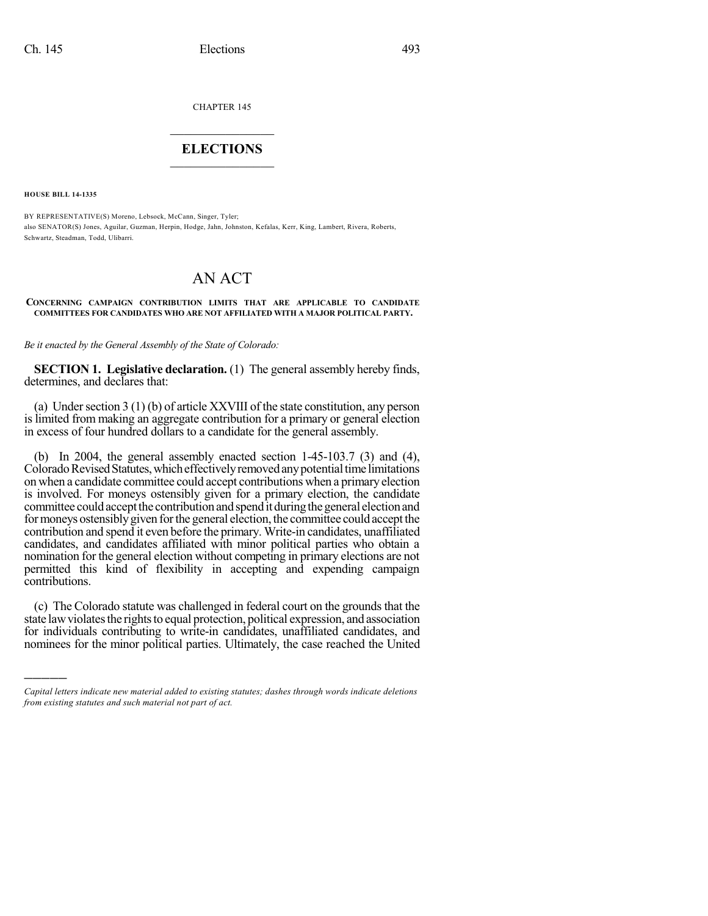CHAPTER 145

# ELECTIONS

**HOUSE BILL 14-1335**

BY REPRESENTATIVE(S) Moreno, Lebsock, McCann, Singer, Tyler;
also SENATOR(S) Jones, Aguilar, Guzman, Herpin, Hodge, Jahn, Johnston, Kefalas, Kerr, King, Lambert, Rivera, Roberts, Schwartz, Steadman, Todd, Ulibarri.

# AN ACT

**CONCERNING CAMPAIGN CONTRIBUTION LIMITS THAT ARE APPLICABLE TO CANDIDATE COMMITTEES FOR CANDIDATES WHO ARE NOT AFFILIATED WITH A MAJOR POLITICAL PARTY.**

*Be it enacted by the General Assembly of the State of Colorado:*

**SECTION 1. Legislative declaration.** (1) The general assembly hereby finds, determines, and declares that:

(a) Under section 3 (1) (b) of article XXVIII of the state constitution, any person is limited from making an aggregate contribution for a primary or general election in excess of four hundred dollars to a candidate for the general assembly.

(b) In 2004, the general assembly enacted section 1-45-103.7 (3) and (4), Colorado Revised Statutes, which effectively removed any potential time limitations on when a candidate committee could accept contributions when a primary election is involved. For moneys ostensibly given for a primary election, the candidate committee could accept the contribution and spend it during the general election and for moneys ostensibly given for the general election, the committee could accept the contribution and spend it even before the primary. Write-in candidates, unaffiliated candidates, and candidates affiliated with minor political parties who obtain a nomination for the general election without competing in primary elections are not permitted this kind of flexibility in accepting and expending campaign contributions.

(c) The Colorado statute was challenged in federal court on the grounds that the state law violates the rights to equal protection, political expression, and association for individuals contributing to write-in candidates, unaffiliated candidates, and nominees for the minor political parties. Ultimately, the case reached the United

---

*Capital letters indicate new material added to existing statutes; dashes through words indicate deletions from existing statutes and such material not part of act.*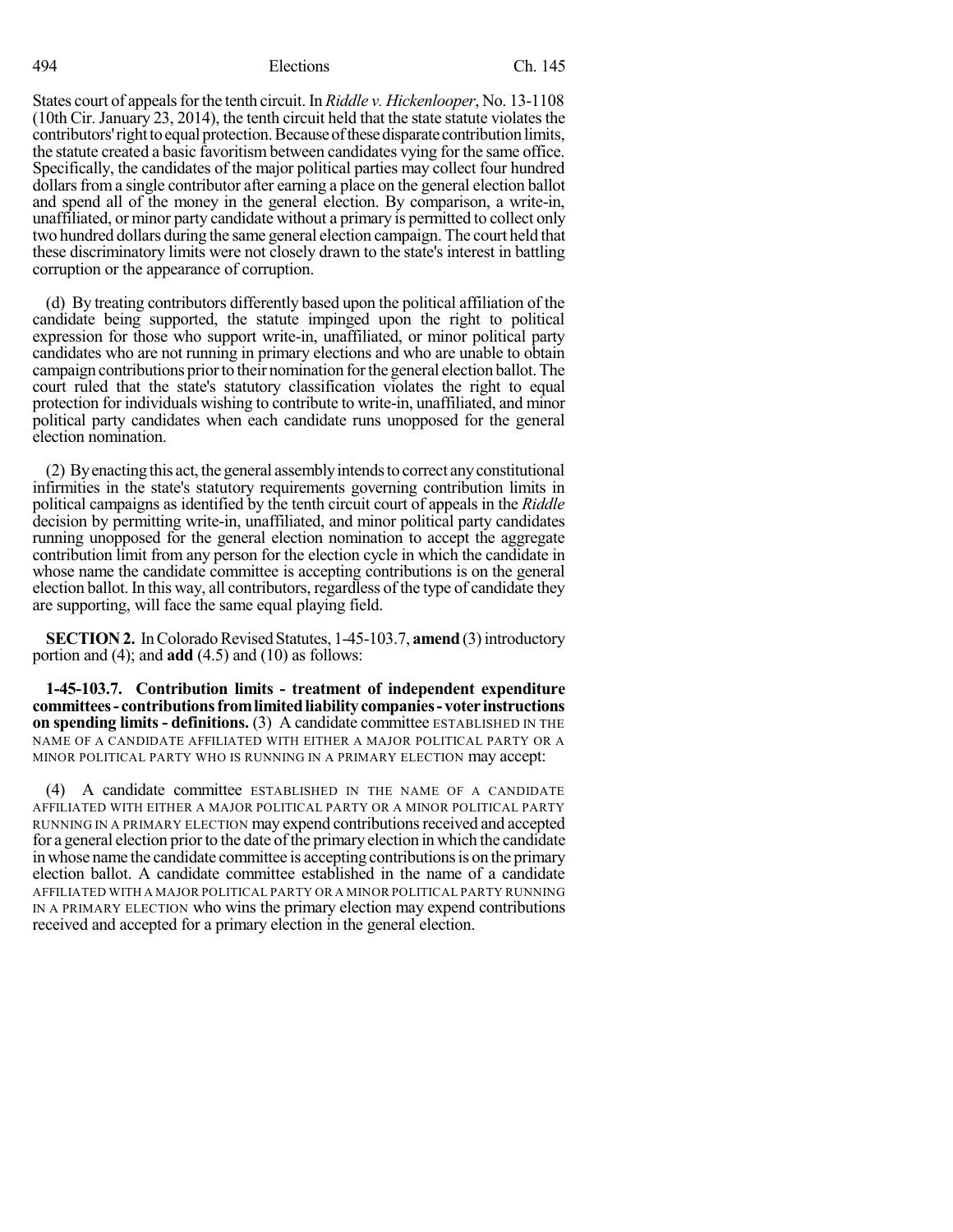States court of appeals for the tenth circuit. In *Riddle v. Hickenlooper*, No. 13-1108 (10th Cir. January 23, 2014), the tenth circuit held that the state statute violates the contributors' right to equal protection. Because of these disparate contribution limits, the statute created a basic favoritism between candidates vying for the same office. Specifically, the candidates of the major political parties may collect four hundred dollars from a single contributor after earning a place on the general election ballot and spend all of the money in the general election. By comparison, a write-in, unaffiliated, or minor party candidate without a primary is permitted to collect only two hundred dollars during the same general election campaign. The court held that these discriminatory limits were not closely drawn to the state's interest in battling corruption or the appearance of corruption.

(d) By treating contributors differently based upon the political affiliation of the candidate being supported, the statute impinged upon the right to political expression for those who support write-in, unaffiliated, or minor political party candidates who are not running in primary elections and who are unable to obtain campaign contributions prior to their nomination for the general election ballot. The court ruled that the state's statutory classification violates the right to equal protection for individuals wishing to contribute to write-in, unaffiliated, and minor political party candidates when each candidate runs unopposed for the general election nomination.

(2) By enacting this act, the general assembly intends to correct any constitutional infirmities in the state's statutory requirements governing contribution limits in political campaigns as identified by the tenth circuit court of appeals in the *Riddle* decision by permitting write-in, unaffiliated, and minor political party candidates running unopposed for the general election nomination to accept the aggregate contribution limit from any person for the election cycle in which the candidate in whose name the candidate committee is accepting contributions is on the general election ballot. In this way, all contributors, regardless of the type of candidate they are supporting, will face the same equal playing field.

**SECTION 2.** In Colorado Revised Statutes, 1-45-103.7, **amend** (3) introductory portion and (4); and **add** (4.5) and (10) as follows:

**1-45-103.7. Contribution limits - treatment of independent expenditure committees - contributions from limited liability companies - voter instructions on spending limits - definitions.** (3) A candidate committee ESTABLISHED IN THE NAME OF A CANDIDATE AFFILIATED WITH EITHER A MAJOR POLITICAL PARTY OR A MINOR POLITICAL PARTY WHO IS RUNNING IN A PRIMARY ELECTION may accept:

(4) A candidate committee ESTABLISHED IN THE NAME OF A CANDIDATE AFFILIATED WITH EITHER A MAJOR POLITICAL PARTY OR A MINOR POLITICAL PARTY RUNNING IN A PRIMARY ELECTION may expend contributions received and accepted for a general election prior to the date of the primary election in which the candidate in whose name the candidate committee is accepting contributions is on the primary election ballot. A candidate committee established in the name of a candidate AFFILIATED WITH A MAJOR POLITICAL PARTY OR A MINOR POLITICAL PARTY RUNNING IN A PRIMARY ELECTION who wins the primary election may expend contributions received and accepted for a primary election in the general election.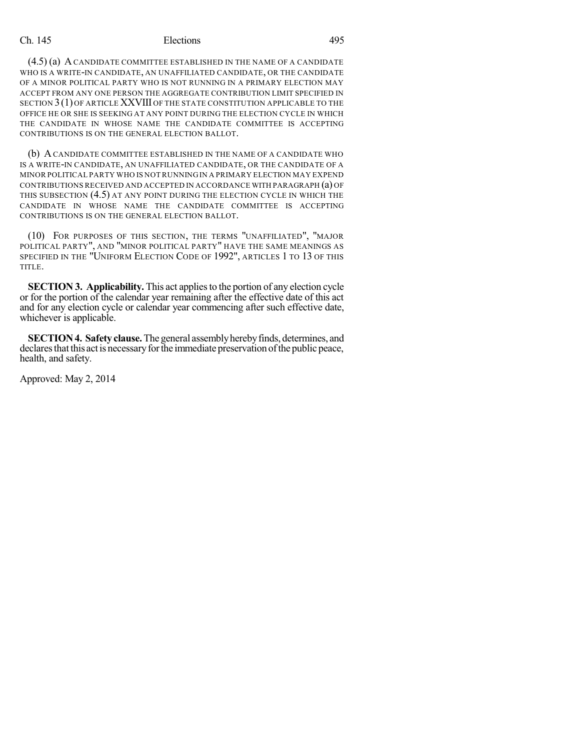(4.5) (a) A CANDIDATE COMMITTEE ESTABLISHED IN THE NAME OF A CANDIDATE WHO IS A WRITE-IN CANDIDATE, AN UNAFFILIATED CANDIDATE, OR THE CANDIDATE OF A MINOR POLITICAL PARTY WHO IS NOT RUNNING IN A PRIMARY ELECTION MAY ACCEPT FROM ANY ONE PERSON THE AGGREGATE CONTRIBUTION LIMIT SPECIFIED IN SECTION 3 (1) OF ARTICLE XXVIII OF THE STATE CONSTITUTION APPLICABLE TO THE OFFICE HE OR SHE IS SEEKING AT ANY POINT DURING THE ELECTION CYCLE IN WHICH THE CANDIDATE IN WHOSE NAME THE CANDIDATE COMMITTEE IS ACCEPTING CONTRIBUTIONS IS ON THE GENERAL ELECTION BALLOT.

(b) A CANDIDATE COMMITTEE ESTABLISHED IN THE NAME OF A CANDIDATE WHO IS A WRITE-IN CANDIDATE, AN UNAFFILIATED CANDIDATE, OR THE CANDIDATE OF A MINOR POLITICAL PARTY WHO IS NOT RUNNING IN A PRIMARY ELECTION MAY EXPEND CONTRIBUTIONS RECEIVED AND ACCEPTED IN ACCORDANCE WITH PARAGRAPH (a) OF THIS SUBSECTION (4.5) AT ANY POINT DURING THE ELECTION CYCLE IN WHICH THE CANDIDATE IN WHOSE NAME THE CANDIDATE COMMITTEE IS ACCEPTING CONTRIBUTIONS IS ON THE GENERAL ELECTION BALLOT.

(10) FOR PURPOSES OF THIS SECTION, THE TERMS "UNAFFILIATED", "MAJOR POLITICAL PARTY", AND "MINOR POLITICAL PARTY" HAVE THE SAME MEANINGS AS SPECIFIED IN THE "UNIFORM ELECTION CODE OF 1992", ARTICLES 1 TO 13 OF THIS TITLE.

**SECTION 3. Applicability.** This act applies to the portion of any election cycle or for the portion of the calendar year remaining after the effective date of this act and for any election cycle or calendar year commencing after such effective date, whichever is applicable.

**SECTION 4. Safety clause.** The general assembly hereby finds, determines, and declares that this act is necessary for the immediate preservation of the public peace, health, and safety.

Approved: May 2, 2014